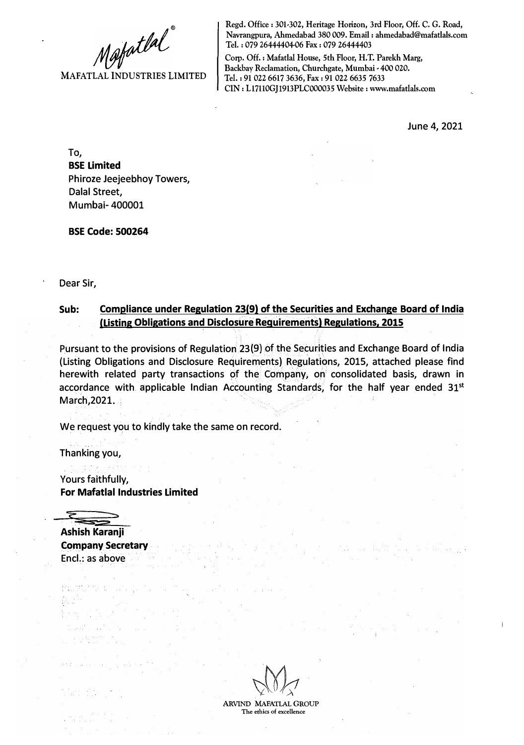Mafatlal®

MAFATLAL INDUSTRIES LIMITED

Regd. Office : 301-302, Heritage Horizon, 3rd Floor, Off. C. G. Road, Navrangpura, Ahmedabad 380 009. Email : ahmedabad@mafatlals.com Tel. : 079 26444404-06 Fax : 079 26444403

Corp. Off. : Mafatlal House, 5th Floor, H.T. Parekh Marg, Backbay Reclamation, Churchgate, Mumbai - 400 020. Tel. : 91 022 6617 3636, Fax : 91 022 6635 7633

CIN : L17110GJ1913PLC000035 Website : www.mafatlals.com

June 4, 2021

To,
**BSE Limited**
Phiroze Jeejeebhoy Towers,
Dalal Street,
Mumbai- 400001

**BSE Code: 500264**

Dear Sir,

**Sub: Compliance under Regulation 23(9) of the Securities and Exchange Board of India (Listing Obligations and Disclosure Requirements) Regulations, 2015**

Pursuant to the provisions of Regulation 23(9) of the Securities and Exchange Board of India (Listing Obligations and Disclosure Requirements) Regulations, 2015, attached please find herewith related party transactions of the Company, on consolidated basis, drawn in accordance with applicable Indian Accounting Standards, for the half year ended 31st March,2021.

We request you to kindly take the same on record.

Thanking you,

Yours faithfully,
**For Mafatlal Industries Limited**

**Ashish Karanji**
**Company Secretary**
Encl.: as above

ARVIND MAFATLAL GROUP
The ethics of excellence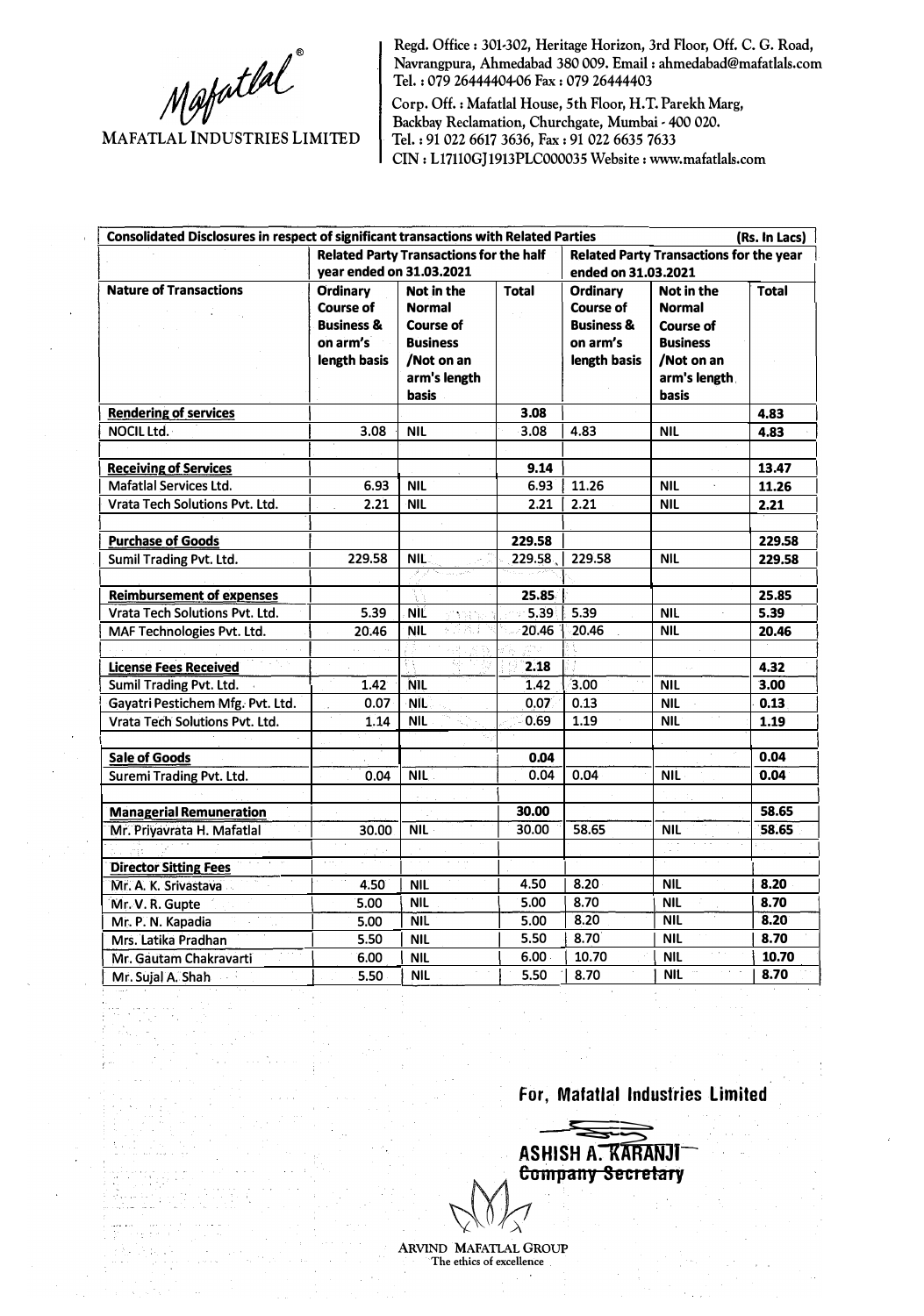Mafatlal®

MAFATLAL INDUSTRIES LIMITED

Regd. Office : 301-302, Heritage Horizon, 3rd Floor, Off. C. G. Road, Navrangpura, Ahmedabad 380 009. Email : ahmedabad@mafatlals.com
Tel. : 079 26444404-06 Fax : 079 26444403

Corp. Off. : Mafatlal House, 5th Floor, H.T. Parekh Marg, Backbay Reclamation, Churchgate, Mumbai - 400 020.
Tel. : 91 022 6617 3636, Fax : 91 022 6635 7633
CIN : L17110GJ1913PLC000035 Website : www.mafatlals.com

| Consolidated Disclosures in respect of significant transactions with Related Parties | | | | | | (Rs. In Lacs) |
|---|---|---|---|---|---|---|
| | Related Party Transactions for the half year ended on 31.03.2021 | | | Related Party Transactions for the year ended on 31.03.2021 | | |
| **Nature of Transactions** | **Ordinary Course of Business & on arm's length basis** | **Not in the Normal Course of Business /Not on an arm's length basis** | **Total** | **Ordinary Course of Business & on arm's length basis** | **Not in the Normal Course of Business /Not on an arm's length basis** | **Total** |
| **Rendering of services** | | | **3.08** | | | **4.83** |
| NOCIL Ltd. | 3.08 | NIL | 3.08 | 4.83 | NIL | 4.83 |
| | | | | | | |
| **Receiving of Services** | | | **9.14** | | | **13.47** |
| Mafatlal Services Ltd. | 6.93 | NIL | 6.93 | 11.26 | NIL | 11.26 |
| Vrata Tech Solutions Pvt. Ltd. | 2.21 | NIL | 2.21 | 2.21 | NIL | 2.21 |
| | | | | | | |
| **Purchase of Goods** | | | **229.58** | | | **229.58** |
| Sumil Trading Pvt. Ltd. | 229.58 | NIL | 229.58 | 229.58 | NIL | 229.58 |
| | | | | | | |
| **Reimbursement of expenses** | | | **25.85** | | | **25.85** |
| Vrata Tech Solutions Pvt. Ltd. | 5.39 | NIL | 5.39 | 5.39 | NIL | 5.39 |
| MAF Technologies Pvt. Ltd. | 20.46 | NIL | 20.46 | 20.46 | NIL | 20.46 |
| | | | | | | |
| **License Fees Received** | | | **2.18** | | | **4.32** |
| Sumil Trading Pvt. Ltd. | 1.42 | NIL | 1.42 | 3.00 | NIL | 3.00 |
| Gayatri Pestichem Mfg. Pvt. Ltd. | 0.07 | NIL | 0.07 | 0.13 | NIL | 0.13 |
| Vrata Tech Solutions Pvt. Ltd. | 1.14 | NIL | 0.69 | 1.19 | NIL | 1.19 |
| | | | | | | |
| **Sale of Goods** | | | **0.04** | | | **0.04** |
| Suremi Trading Pvt. Ltd. | 0.04 | NIL | 0.04 | 0.04 | NIL | 0.04 |
| | | | | | | |
| **Managerial Remuneration** | | | **30.00** | | | **58.65** |
| Mr. Priyavrata H. Mafatlal | 30.00 | NIL | 30.00 | 58.65 | NIL | 58.65 |
| | | | | | | |
| **Director Sitting Fees** | | | | | | |
| Mr. A. K. Srivastava | 4.50 | NIL | 4.50 | 8.20 | NIL | 8.20 |
| Mr. V. R. Gupte | 5.00 | NIL | 5.00 | 8.70 | NIL | 8.70 |
| Mr. P. N. Kapadia | 5.00 | NIL | 5.00 | 8.20 | NIL | 8.20 |
| Mrs. Latika Pradhan | 5.50 | NIL | 5.50 | 8.70 | NIL | 8.70 |
| Mr. Gautam Chakravarti | 6.00 | NIL | 6.00 | 10.70 | NIL | 10.70 |
| Mr. Sujal A. Shah | 5.50 | NIL | 5.50 | 8.70 | NIL | 8.70 |

**For, Mafatlal Industries Limited**

**ASHISH A. KARANJI**
**Company Secretary**

ARVIND MAFATLAL GROUP
The ethics of excellence